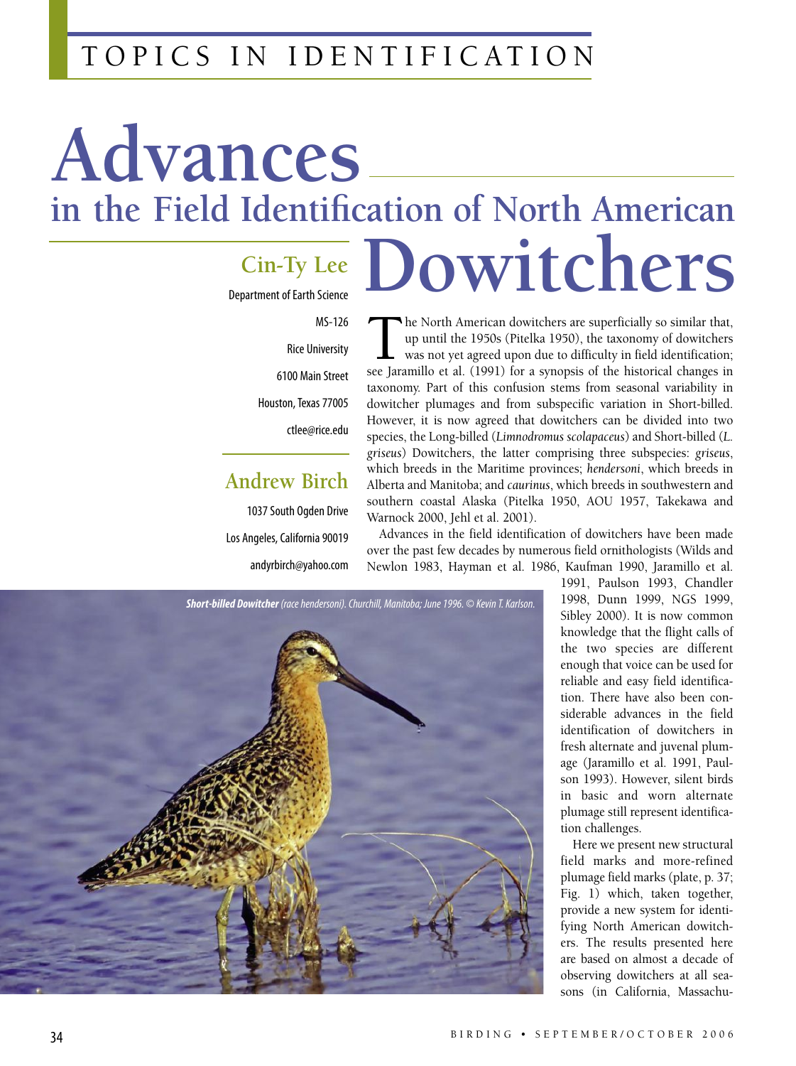TOPICS IN IDENTIFICATION

# Advances in the Field Identification of North American Dowitchers

**Cin-Ty Lee**

Department of Earth Science
MS-126
Rice University
6100 Main Street
Houston, Texas 77005
ctlee@rice.edu

**Andrew Birch**

1037 South Ogden Drive
Los Angeles, California 90019
andyrbirch@yahoo.com

The North American dowitchers are superficially so similar that, up until the 1950s (Pitelka 1950), the taxonomy of dowitchers was not yet agreed upon due to difficulty in field identification; see Jaramillo et al. (1991) for a synopsis of the historical changes in taxonomy. Part of this confusion stems from seasonal variability in dowitcher plumages and from subspecific variation in Short-billed. However, it is now agreed that dowitchers can be divided into two species, the Long-billed (*Limnodromus scolapaceus*) and Short-billed (*L. griseus*) Dowitchers, the latter comprising three subspecies: *griseus*, which breeds in the Maritime provinces; *hendersoni*, which breeds in Alberta and Manitoba; and *caurinus*, which breeds in southwestern and southern coastal Alaska (Pitelka 1950, AOU 1957, Takekawa and Warnock 2000, Jehl et al. 2001).

Advances in the field identification of dowitchers have been made over the past few decades by numerous field ornithologists (Wilds and Newlon 1983, Hayman et al. 1986, Kaufman 1990, Jaramillo et al. 1991, Paulson 1993, Chandler 1998, Dunn 1999, NGS 1999, Sibley 2000). It is now common knowledge that the flight calls of the two species are different enough that voice can be used for reliable and easy field identification. There have also been considerable advances in the field identification of dowitchers in fresh alternate and juvenal plumage (Jaramillo et al. 1991, Paulson 1993). However, silent birds in basic and worn alternate plumage still represent identification challenges.

*Short-billed Dowitcher (race hendersoni). Churchill, Manitoba; June 1996. © Kevin T. Karlson.*

Here we present new structural field marks and more-refined plumage field marks (plate, p. 37; Fig. 1) which, taken together, provide a new system for identifying North American dowitchers. The results presented here are based on almost a decade of observing dowitchers at all seasons (in California, Massachu-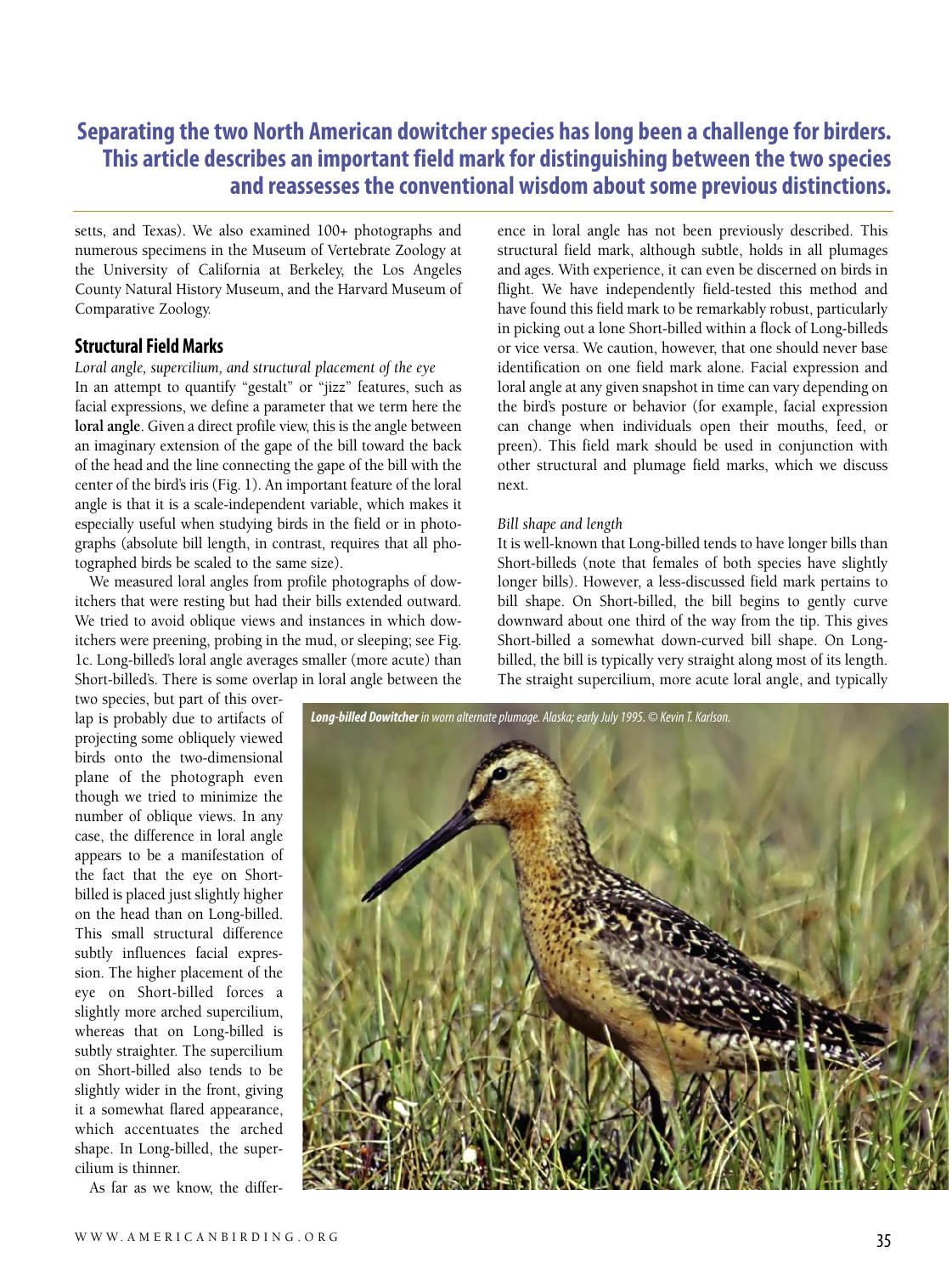**Separating the two North American dowitcher species has long been a challenge for birders. This article describes an important field mark for distinguishing between the two species and reassesses the conventional wisdom about some previous distinctions.**

setts, and Texas). We also examined 100+ photographs and numerous specimens in the Museum of Vertebrate Zoology at the University of California at Berkeley, the Los Angeles County Natural History Museum, and the Harvard Museum of Comparative Zoology.

## Structural Field Marks

*Loral angle, supercilium, and structural placement of the eye*

In an attempt to quantify "gestalt" or "jizz" features, such as facial expressions, we define a parameter that we term here the **loral angle**. Given a direct profile view, this is the angle between an imaginary extension of the gape of the bill toward the back of the head and the line connecting the gape of the bill with the center of the bird's iris (Fig. 1). An important feature of the loral angle is that it is a scale-independent variable, which makes it especially useful when studying birds in the field or in photographs (absolute bill length, in contrast, requires that all photographed birds be scaled to the same size).

We measured loral angles from profile photographs of dowitchers that were resting but had their bills extended outward. We tried to avoid oblique views and instances in which dowitchers were preening, probing in the mud, or sleeping; see Fig. 1c. Long-billed's loral angle averages smaller (more acute) than Short-billed's. There is some overlap in loral angle between the two species, but part of this overlap is probably due to artifacts of projecting some obliquely viewed birds onto the two-dimensional plane of the photograph even though we tried to minimize the number of oblique views. In any case, the difference in loral angle appears to be a manifestation of the fact that the eye on Short-billed is placed just slightly higher on the head than on Long-billed. This small structural difference subtly influences facial expression. The higher placement of the eye on Short-billed forces a slightly more arched supercilium, whereas that on Long-billed is subtly straighter. The supercilium on Short-billed also tends to be slightly wider in the front, giving it a somewhat flared appearance, which accentuates the arched shape. In Long-billed, the supercilium is thinner.

As far as we know, the difference in loral angle has not been previously described. This structural field mark, although subtle, holds in all plumages and ages. With experience, it can even be discerned on birds in flight. We have independently field-tested this method and have found this field mark to be remarkably robust, particularly in picking out a lone Short-billed within a flock of Long-billeds or vice versa. We caution, however, that one should never base identification on one field mark alone. Facial expression and loral angle at any given snapshot in time can vary depending on the bird's posture or behavior (for example, facial expression can change when individuals open their mouths, feed, or preen). This field mark should be used in conjunction with other structural and plumage field marks, which we discuss next.

*Bill shape and length*

It is well-known that Long-billed tends to have longer bills than Short-billeds (note that females of both species have slightly longer bills). However, a less-discussed field mark pertains to bill shape. On Short-billed, the bill begins to gently curve downward about one third of the way from the tip. This gives Short-billed a somewhat down-curved bill shape. On Long-billed, the bill is typically very straight along most of its length. The straight supercilium, more acute loral angle, and typically

***Long-billed Dowitcher** in worn alternate plumage. Alaska; early July 1995. © Kevin T. Karlson.*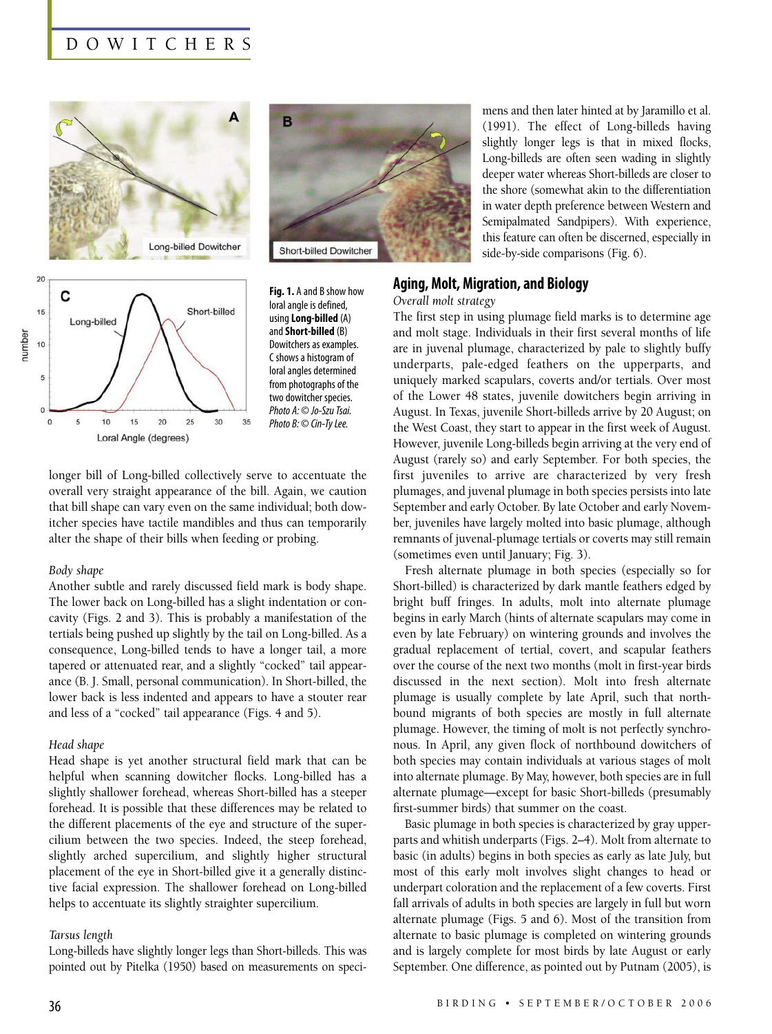**Fig. 1.** A and B show how loral angle is defined, using **Long-billed** (A) and **Short-billed** (B) Dowitchers as examples. C shows a histogram of loral angles determined from photographs of the two dowitcher species. *Photo A: © Jo-Szu Tsai. Photo B: © Cin-Ty Lee.*

longer bill of Long-billed collectively serve to accentuate the overall very straight appearance of the bill. Again, we caution that bill shape can vary even on the same individual; both dowitcher species have tactile mandibles and thus can temporarily alter the shape of their bills when feeding or probing.

*Body shape*

Another subtle and rarely discussed field mark is body shape. The lower back on Long-billed has a slight indentation or concavity (Figs. 2 and 3). This is probably a manifestation of the tertials being pushed up slightly by the tail on Long-billed. As a consequence, Long-billed tends to have a longer tail, a more tapered or attenuated rear, and a slightly "cocked" tail appearance (B. J. Small, personal communication). In Short-billed, the lower back is less indented and appears to have a stouter rear and less of a "cocked" tail appearance (Figs. 4 and 5).

*Head shape*

Head shape is yet another structural field mark that can be helpful when scanning dowitcher flocks. Long-billed has a slightly shallower forehead, whereas Short-billed has a steeper forehead. It is possible that these differences may be related to the different placements of the eye and structure of the supercilium between the two species. Indeed, the steep forehead, slightly arched supercilium, and slightly higher structural placement of the eye in Short-billed give it a generally distinctive facial expression. The shallower forehead on Long-billed helps to accentuate its slightly straighter supercilium.

*Tarsus length*

Long-billeds have slightly longer legs than Short-billeds. This was pointed out by Pitelka (1950) based on measurements on specimens and then later hinted at by Jaramillo et al. (1991). The effect of Long-billeds having slightly longer legs is that in mixed flocks, Long-billeds are often seen wading in slightly deeper water whereas Short-billeds are closer to the shore (somewhat akin to the differentiation in water depth preference between Western and Semipalmated Sandpipers). With experience, this feature can often be discerned, especially in side-by-side comparisons (Fig. 6).

## Aging, Molt, Migration, and Biology

*Overall molt strategy*

The first step in using plumage field marks is to determine age and molt stage. Individuals in their first several months of life are in juvenal plumage, characterized by pale to slightly buffy underparts, pale-edged feathers on the upperparts, and uniquely marked scapulars, coverts and/or tertials. Over most of the Lower 48 states, juvenile dowitchers begin arriving in August. In Texas, juvenile Short-billeds arrive by 20 August; on the West Coast, they start to appear in the first week of August. However, juvenile Long-billeds begin arriving at the very end of August (rarely so) and early September. For both species, the first juveniles to arrive are characterized by very fresh plumages, and juvenal plumage in both species persists into late September and early October. By late October and early November, juveniles have largely molted into basic plumage, although remnants of juvenal-plumage tertials or coverts may still remain (sometimes even until January; Fig. 3).

Fresh alternate plumage in both species (especially so for Short-billed) is characterized by dark mantle feathers edged by bright buff fringes. In adults, molt into alternate plumage begins in early March (hints of alternate scapulars may come in even by late February) on wintering grounds and involves the gradual replacement of tertial, covert, and scapular feathers over the course of the next two months (molt in first-year birds discussed in the next section). Molt into fresh alternate plumage is usually complete by late April, such that northbound migrants of both species are mostly in full alternate plumage. However, the timing of molt is not perfectly synchronous. In April, any given flock of northbound dowitchers of both species may contain individuals at various stages of molt into alternate plumage. By May, however, both species are in full alternate plumage—except for basic Short-billeds (presumably first-summer birds) that summer on the coast.

Basic plumage in both species is characterized by gray upperparts and whitish underparts (Figs. 2–4). Molt from alternate to basic (in adults) begins in both species as early as late July, but most of this early molt involves slight changes to head or underpart coloration and the replacement of a few coverts. First fall arrivals of adults in both species are largely in full but worn alternate plumage (Figs. 5 and 6). Most of the transition from alternate to basic plumage is completed on wintering grounds and is largely complete for most birds by late August or early September. One difference, as pointed out by Putnam (2005), is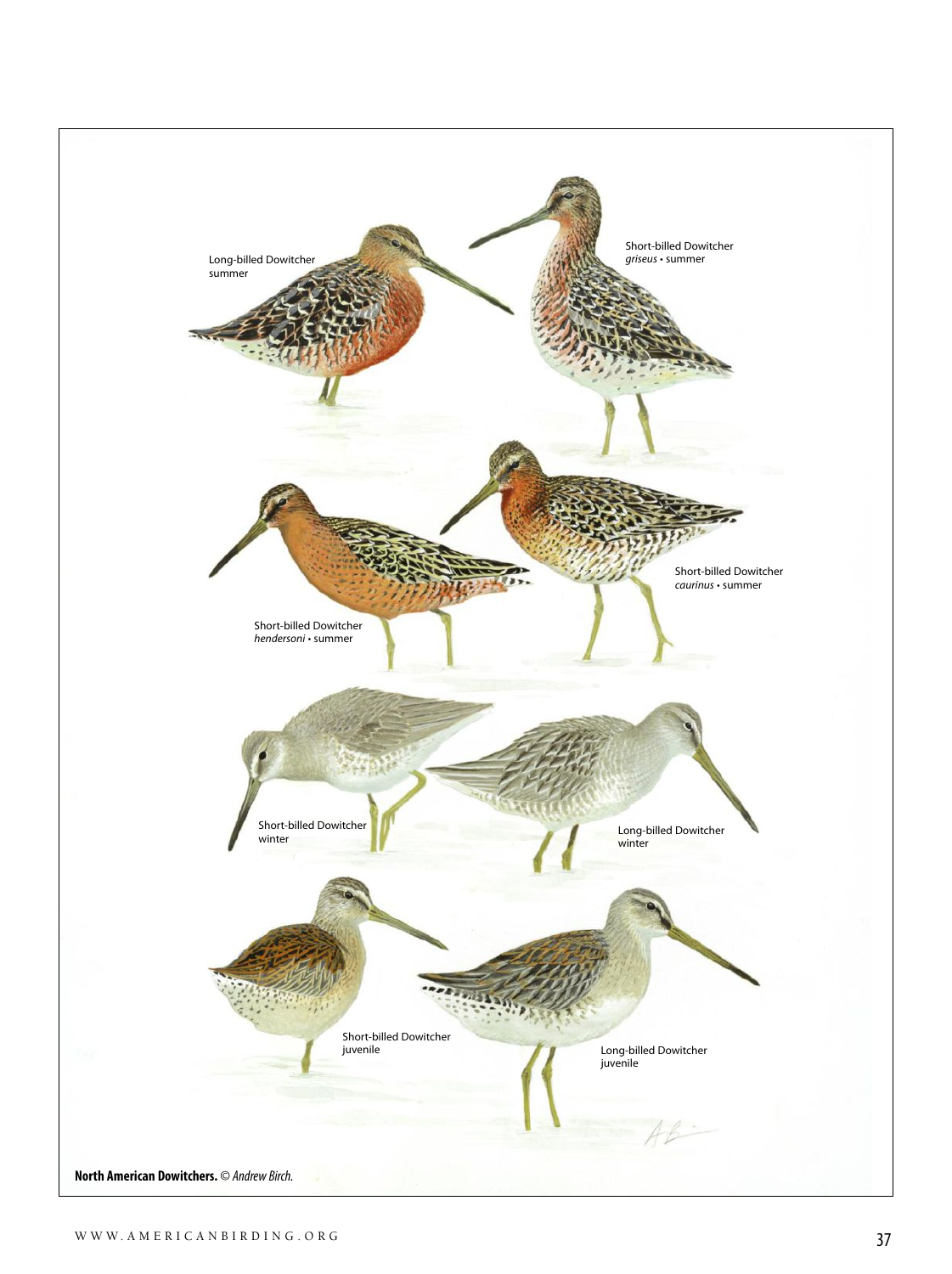**North American Dowitchers.** © *Andrew Birch.*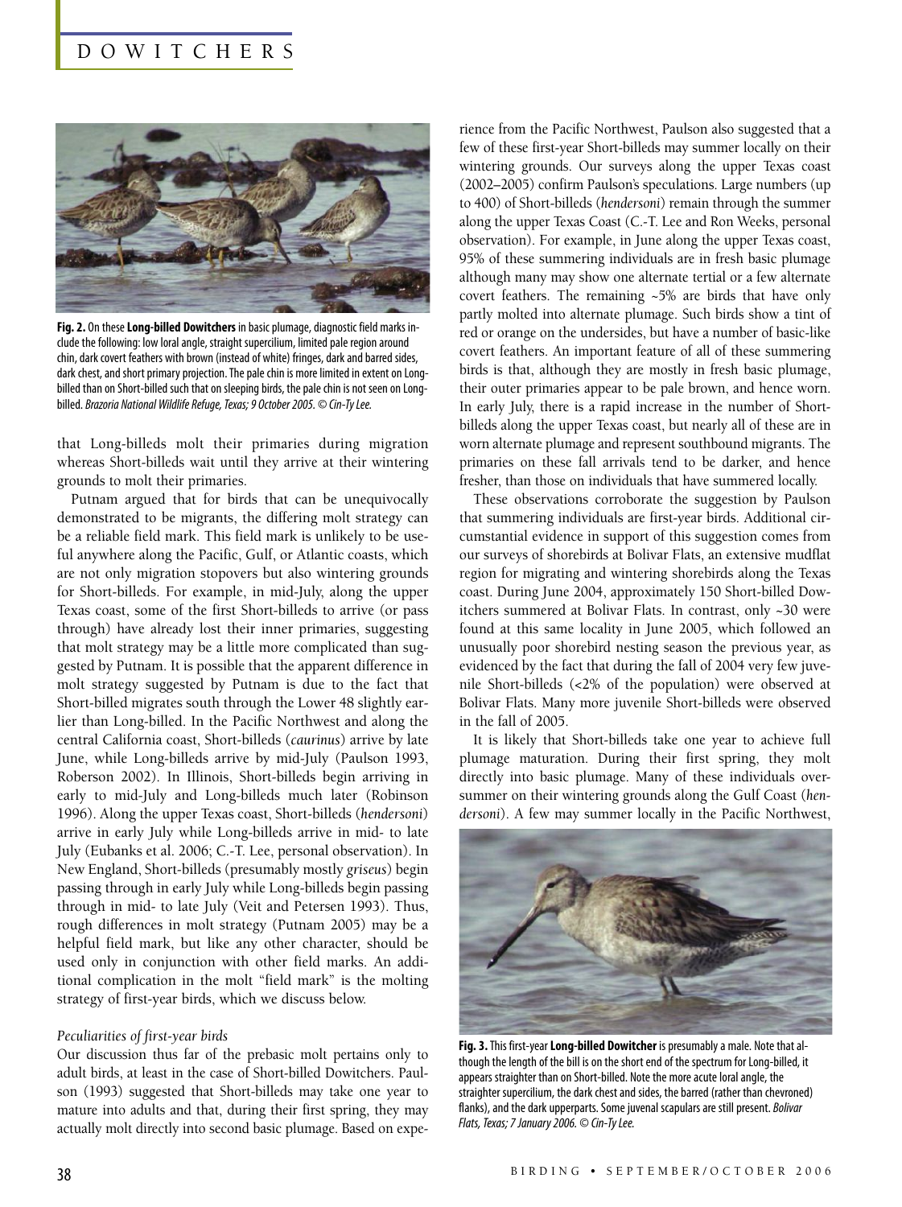**Fig. 2.** On these **Long-billed Dowitchers** in basic plumage, diagnostic field marks include the following: low loral angle, straight supercilium, limited pale region around chin, dark covert feathers with brown (instead of white) fringes, dark and barred sides, dark chest, and short primary projection. The pale chin is more limited in extent on Long-billed than on Short-billed such that on sleeping birds, the pale chin is not seen on Long-billed. *Brazoria National Wildlife Refuge, Texas; 9 October 2005. © Cin-Ty Lee.*

that Long-billeds molt their primaries during migration whereas Short-billeds wait until they arrive at their wintering grounds to molt their primaries.

Putnam argued that for birds that can be unequivocally demonstrated to be migrants, the differing molt strategy can be a reliable field mark. This field mark is unlikely to be useful anywhere along the Pacific, Gulf, or Atlantic coasts, which are not only migration stopovers but also wintering grounds for Short-billeds. For example, in mid-July, along the upper Texas coast, some of the first Short-billeds to arrive (or pass through) have already lost their inner primaries, suggesting that molt strategy may be a little more complicated than suggested by Putnam. It is possible that the apparent difference in molt strategy suggested by Putnam is due to the fact that Short-billed migrates south through the Lower 48 slightly earlier than Long-billed. In the Pacific Northwest and along the central California coast, Short-billeds (*caurinus*) arrive by late June, while Long-billeds arrive by mid-July (Paulson 1993, Roberson 2002). In Illinois, Short-billeds begin arriving in early to mid-July and Long-billeds much later (Robinson 1996). Along the upper Texas coast, Short-billeds (*hendersoni*) arrive in early July while Long-billeds arrive in mid- to late July (Eubanks et al. 2006; C.-T. Lee, personal observation). In New England, Short-billeds (presumably mostly *griseus*) begin passing through in early July while Long-billeds begin passing through in mid- to late July (Veit and Petersen 1993). Thus, rough differences in molt strategy (Putnam 2005) may be a helpful field mark, but like any other character, should be used only in conjunction with other field marks. An additional complication in the molt "field mark" is the molting strategy of first-year birds, which we discuss below.

*Peculiarities of first-year birds*

Our discussion thus far of the prebasic molt pertains only to adult birds, at least in the case of Short-billed Dowitchers. Paulson (1993) suggested that Short-billeds may take one year to mature into adults and that, during their first spring, they may actually molt directly into second basic plumage. Based on experience from the Pacific Northwest, Paulson also suggested that a few of these first-year Short-billeds may summer locally on their wintering grounds. Our surveys along the upper Texas coast (2002–2005) confirm Paulson's speculations. Large numbers (up to 400) of Short-billeds (*hendersoni*) remain through the summer along the upper Texas Coast (C.-T. Lee and Ron Weeks, personal observation). For example, in June along the upper Texas coast, 95% of these summering individuals are in fresh basic plumage although many may show one alternate tertial or a few alternate covert feathers. The remaining ~5% are birds that have only partly molted into alternate plumage. Such birds show a tint of red or orange on the undersides, but have a number of basic-like covert feathers. An important feature of all of these summering birds is that, although they are mostly in fresh basic plumage, their outer primaries appear to be pale brown, and hence worn. In early July, there is a rapid increase in the number of Short-billeds along the upper Texas coast, but nearly all of these are in worn alternate plumage and represent southbound migrants. The primaries on these fall arrivals tend to be darker, and hence fresher, than those on individuals that have summered locally.

These observations corroborate the suggestion by Paulson that summering individuals are first-year birds. Additional circumstantial evidence in support of this suggestion comes from our surveys of shorebirds at Bolivar Flats, an extensive mudflat region for migrating and wintering shorebirds along the Texas coast. During June 2004, approximately 150 Short-billed Dowitchers summered at Bolivar Flats. In contrast, only ~30 were found at this same locality in June 2005, which followed an unusually poor shorebird nesting season the previous year, as evidenced by the fact that during the fall of 2004 very few juvenile Short-billeds (<2% of the population) were observed at Bolivar Flats. Many more juvenile Short-billeds were observed in the fall of 2005.

It is likely that Short-billeds take one year to achieve full plumage maturation. During their first spring, they molt directly into basic plumage. Many of these individuals oversummer on their wintering grounds along the Gulf Coast (*hendersoni*). A few may summer locally in the Pacific Northwest,

**Fig. 3.** This first-year **Long-billed Dowitcher** is presumably a male. Note that although the length of the bill is on the short end of the spectrum for Long-billed, it appears straighter than on Short-billed. Note the more acute loral angle, the straighter supercilium, the dark chest and sides, the barred (rather than chevroned) flanks), and the dark upperparts. Some juvenal scapulars are still present. *Bolivar Flats, Texas; 7 January 2006. © Cin-Ty Lee.*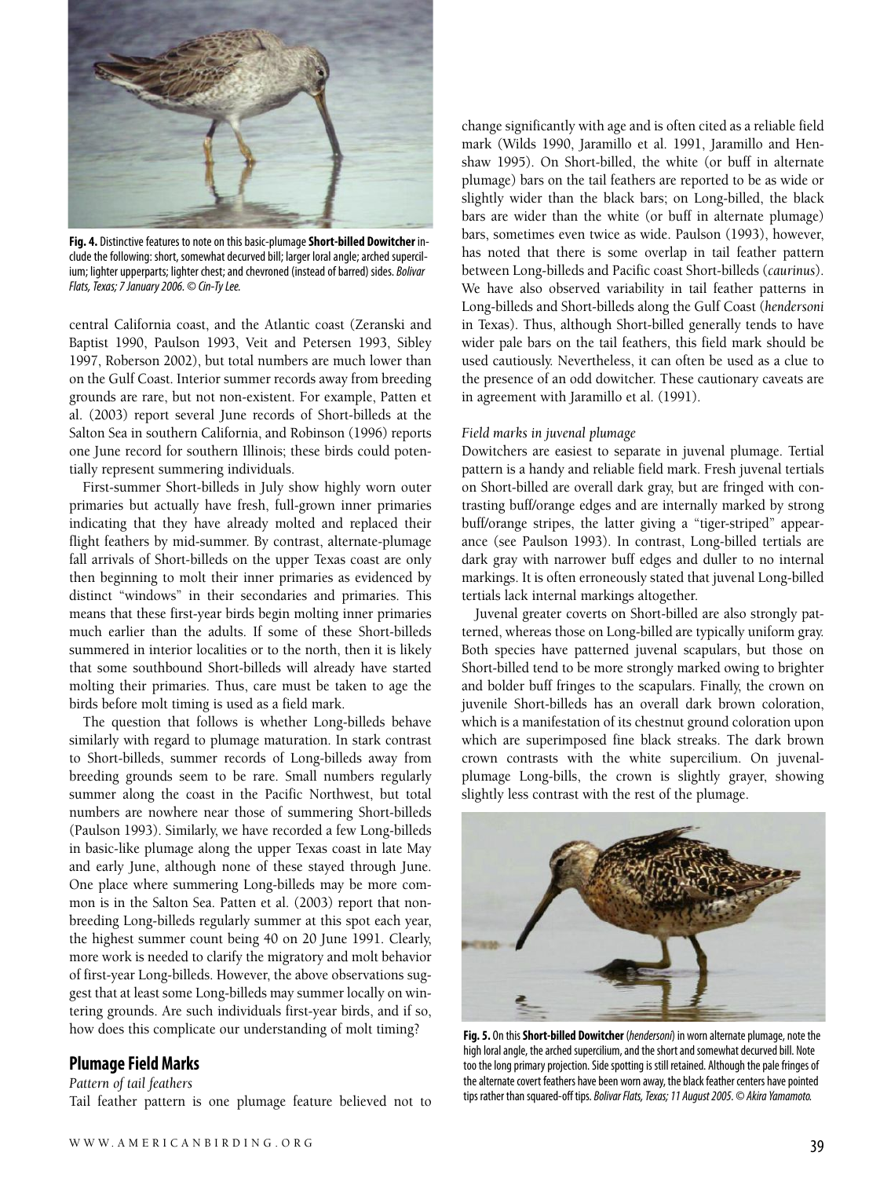**Fig. 4.** Distinctive features to note on this basic-plumage **Short-billed Dowitcher** include the following: short, somewhat decurved bill; larger loral angle; arched supercilium; lighter upperparts; lighter chest; and chevroned (instead of barred) sides. *Bolivar Flats, Texas; 7 January 2006. © Cin-Ty Lee.*

central California coast, and the Atlantic coast (Zeranski and Baptist 1990, Paulson 1993, Veit and Petersen 1993, Sibley 1997, Roberson 2002), but total numbers are much lower than on the Gulf Coast. Interior summer records away from breeding grounds are rare, but not non-existent. For example, Patten et al. (2003) report several June records of Short-billeds at the Salton Sea in southern California, and Robinson (1996) reports one June record for southern Illinois; these birds could potentially represent summering individuals.

First-summer Short-billeds in July show highly worn outer primaries but actually have fresh, full-grown inner primaries indicating that they have already molted and replaced their flight feathers by mid-summer. By contrast, alternate-plumage fall arrivals of Short-billeds on the upper Texas coast are only then beginning to molt their inner primaries as evidenced by distinct "windows" in their secondaries and primaries. This means that these first-year birds begin molting inner primaries much earlier than the adults. If some of these Short-billeds summered in interior localities or to the north, then it is likely that some southbound Short-billeds will already have started molting their primaries. Thus, care must be taken to age the birds before molt timing is used as a field mark.

The question that follows is whether Long-billeds behave similarly with regard to plumage maturation. In stark contrast to Short-billeds, summer records of Long-billeds away from breeding grounds seem to be rare. Small numbers regularly summer along the coast in the Pacific Northwest, but total numbers are nowhere near those of summering Short-billeds (Paulson 1993). Similarly, we have recorded a few Long-billeds in basic-like plumage along the upper Texas coast in late May and early June, although none of these stayed through June. One place where summering Long-billeds may be more common is in the Salton Sea. Patten et al. (2003) report that non-breeding Long-billeds regularly summer at this spot each year, the highest summer count being 40 on 20 June 1991. Clearly, more work is needed to clarify the migratory and molt behavior of first-year Long-billeds. However, the above observations suggest that at least some Long-billeds may summer locally on wintering grounds. Are such individuals first-year birds, and if so, how does this complicate our understanding of molt timing?

## Plumage Field Marks

*Pattern of tail feathers*

Tail feather pattern is one plumage feature believed not to change significantly with age and is often cited as a reliable field mark (Wilds 1990, Jaramillo et al. 1991, Jaramillo and Henshaw 1995). On Short-billed, the white (or buff in alternate plumage) bars on the tail feathers are reported to be as wide or slightly wider than the black bars; on Long-billed, the black bars are wider than the white (or buff in alternate plumage) bars, sometimes even twice as wide. Paulson (1993), however, has noted that there is some overlap in tail feather pattern between Long-billeds and Pacific coast Short-billeds (*caurinus*). We have also observed variability in tail feather patterns in Long-billeds and Short-billeds along the Gulf Coast (*hendersoni* in Texas). Thus, although Short-billed generally tends to have wider pale bars on the tail feathers, this field mark should be used cautiously. Nevertheless, it can often be used as a clue to the presence of an odd dowitcher. These cautionary caveats are in agreement with Jaramillo et al. (1991).

*Field marks in juvenal plumage*

Dowitchers are easiest to separate in juvenal plumage. Tertial pattern is a handy and reliable field mark. Fresh juvenal tertials on Short-billed are overall dark gray, but are fringed with contrasting buff/orange edges and are internally marked by strong buff/orange stripes, the latter giving a "tiger-striped" appearance (see Paulson 1993). In contrast, Long-billed tertials are dark gray with narrower buff edges and duller to no internal markings. It is often erroneously stated that juvenal Long-billed tertials lack internal markings altogether.

Juvenal greater coverts on Short-billed are also strongly patterned, whereas those on Long-billed are typically uniform gray. Both species have patterned juvenal scapulars, but those on Short-billed tend to be more strongly marked owing to brighter and bolder buff fringes to the scapulars. Finally, the crown on juvenile Short-billeds has an overall dark brown coloration, which is a manifestation of its chestnut ground coloration upon which are superimposed fine black streaks. The dark brown crown contrasts with the white supercilium. On juvenal-plumage Long-bills, the crown is slightly grayer, showing slightly less contrast with the rest of the plumage.

**Fig. 5.** On this **Short-billed Dowitcher** (*hendersoni*) in worn alternate plumage, note the high loral angle, the arched supercilium, and the short and somewhat decurved bill. Note too the long primary projection. Side spotting is still retained. Although the pale fringes of the alternate covert feathers have been worn away, the black feather centers have pointed tips rather than squared-off tips. *Bolivar Flats, Texas; 11 August 2005. © Akira Yamamoto.*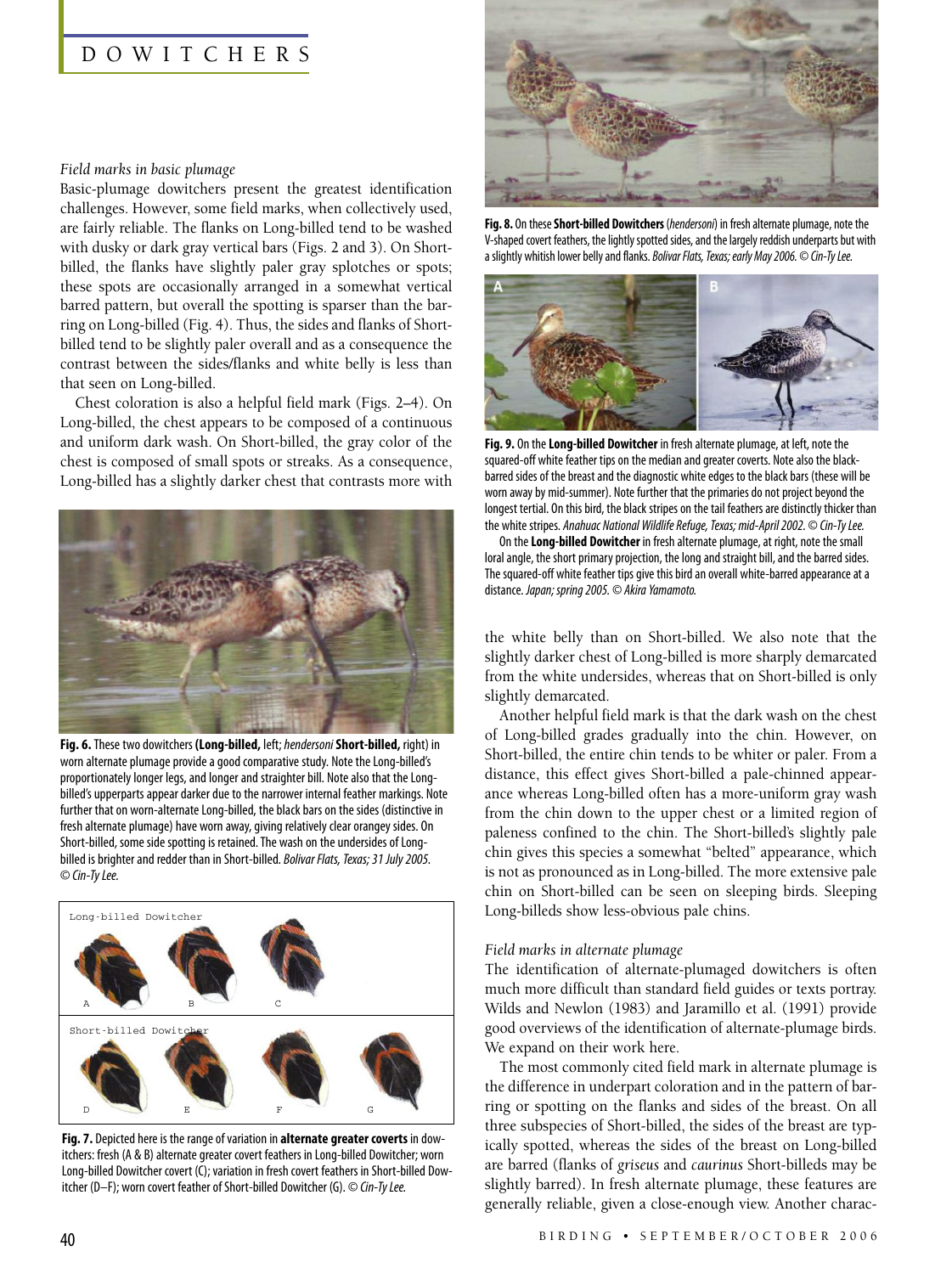### Field marks in basic plumage

Basic-plumage dowitchers present the greatest identification challenges. However, some field marks, when collectively used, are fairly reliable. The flanks on Long-billed tend to be washed with dusky or dark gray vertical bars (Figs. 2 and 3). On Short-billed, the flanks have slightly paler gray splotches or spots; these spots are occasionally arranged in a somewhat vertical barred pattern, but overall the spotting is sparser than the barring on Long-billed (Fig. 4). Thus, the sides and flanks of Short-billed tend to be slightly paler overall and as a consequence the contrast between the sides/flanks and white belly is less than that seen on Long-billed.

Chest coloration is also a helpful field mark (Figs. 2–4). On Long-billed, the chest appears to be composed of a continuous and uniform dark wash. On Short-billed, the gray color of the chest is composed of small spots or streaks. As a consequence, Long-billed has a slightly darker chest that contrasts more with the white belly than on Short-billed. We also note that the slightly darker chest of Long-billed is more sharply demarcated from the white undersides, whereas that on Short-billed is only slightly demarcated.

Another helpful field mark is that the dark wash on the chest of Long-billed grades gradually into the chin. However, on Short-billed, the entire chin tends to be whiter or paler. From a distance, this effect gives Short-billed a pale-chinned appearance whereas Long-billed often has a more-uniform gray wash from the chin down to the upper chest or a limited region of paleness confined to the chin. The Short-billed's slightly pale chin gives this species a somewhat "belted" appearance, which is not as pronounced as in Long-billed. The more extensive pale chin on Short-billed can be seen on sleeping birds. Sleeping Long-billeds show less-obvious pale chins.

**Fig. 6.** These two dowitchers **(Long-billed,** left; *hendersoni* **Short-billed,** right) in worn alternate plumage provide a good comparative study. Note the Long-billed's proportionately longer legs, and longer and straighter bill. Note also that the Long-billed's upperparts appear darker due to the narrower internal feather markings. Note further that on worn-alternate Long-billed, the black bars on the sides (distinctive in fresh alternate plumage) have worn away, giving relatively clear orangey sides. On Short-billed, some side spotting is retained. The wash on the undersides of Long-billed is brighter and redder than in Short-billed. *Bolivar Flats, Texas; 31 July 2005. © Cin-Ty Lee.*

**Fig. 7.** Depicted here is the range of variation in **alternate greater coverts** in dowitchers: fresh (A & B) alternate greater covert feathers in Long-billed Dowitcher; worn Long-billed Dowitcher covert (C); variation in fresh covert feathers in Short-billed Dowitcher (D–F); worn covert feather of Short-billed Dowitcher (G). *© Cin-Ty Lee.*

**Fig. 8.** On these **Short-billed Dowitchers** (*hendersoni*) in fresh alternate plumage, note the V-shaped covert feathers, the lightly spotted sides, and the largely reddish underparts but with a slightly whitish lower belly and flanks. *Bolivar Flats, Texas; early May 2006. © Cin-Ty Lee.*

**Fig. 9.** On the **Long-billed Dowitcher** in fresh alternate plumage, at left, note the squared-off white feather tips on the median and greater coverts. Note also the black-barred sides of the breast and the diagnostic white edges to the black bars (these will be worn away by mid-summer). Note further that the primaries do not project beyond the longest tertial. On this bird, the black stripes on the tail feathers are distinctly thicker than the white stripes. *Anahuac National Wildlife Refuge, Texas; mid-April 2002. © Cin-Ty Lee.*

On the **Long-billed Dowitcher** in fresh alternate plumage, at right, note the small loral angle, the short primary projection, the long and straight bill, and the barred sides. The squared-off white feather tips give this bird an overall white-barred appearance at a distance. *Japan; spring 2005. © Akira Yamamoto.*

### Field marks in alternate plumage

The identification of alternate-plumaged dowitchers is often much more difficult than standard field guides or texts portray. Wilds and Newlon (1983) and Jaramillo et al. (1991) provide good overviews of the identification of alternate-plumage birds. We expand on their work here.

The most commonly cited field mark in alternate plumage is the difference in underpart coloration and in the pattern of barring or spotting on the flanks and sides of the breast. On all three subspecies of Short-billed, the sides of the breast are typically spotted, whereas the sides of the breast on Long-billed are barred (flanks of *griseus* and *caurinus* Short-billeds may be slightly barred). In fresh alternate plumage, these features are generally reliable, given a close-enough view. Another charac-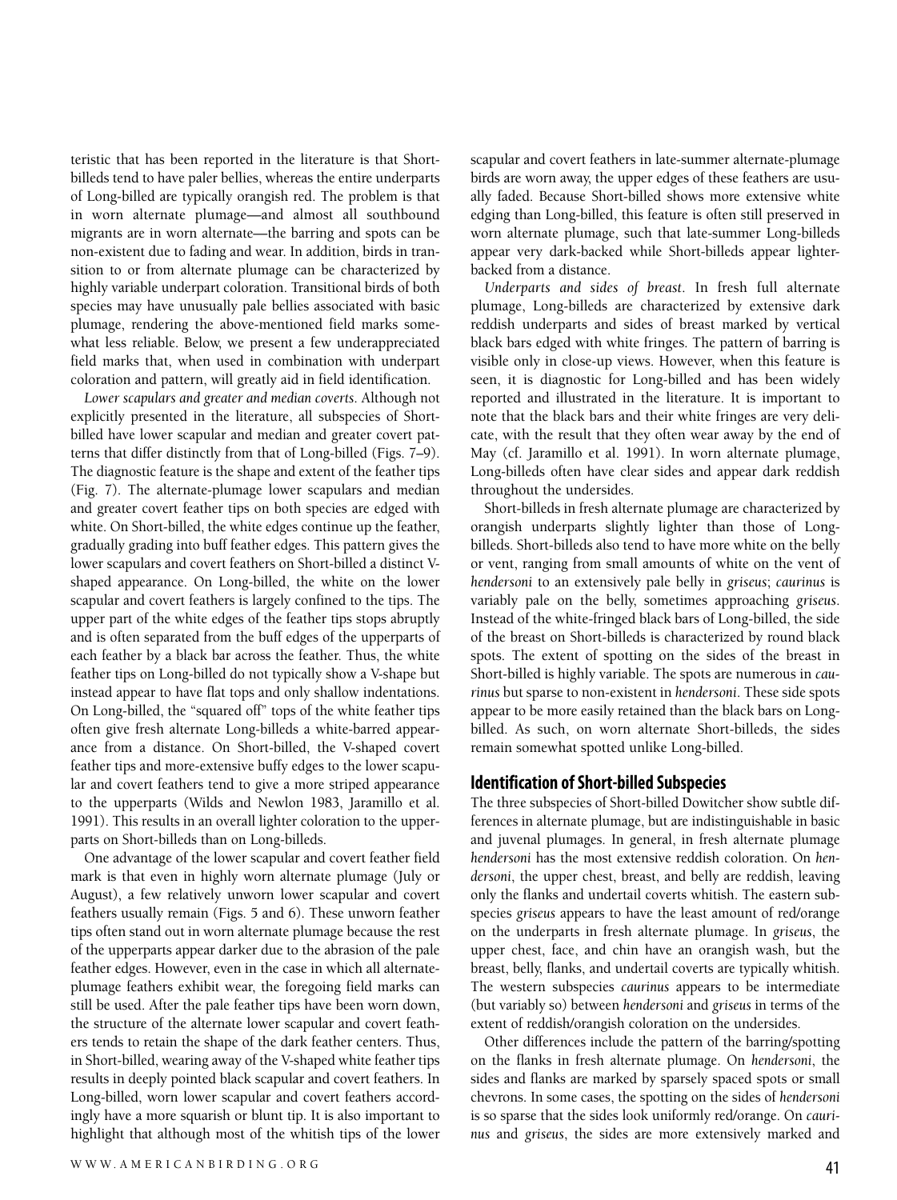teristic that has been reported in the literature is that Short-billeds tend to have paler bellies, whereas the entire underparts of Long-billed are typically orangish red. The problem is that in worn alternate plumage—and almost all southbound migrants are in worn alternate—the barring and spots can be non-existent due to fading and wear. In addition, birds in transition to or from alternate plumage can be characterized by highly variable underpart coloration. Transitional birds of both species may have unusually pale bellies associated with basic plumage, rendering the above-mentioned field marks somewhat less reliable. Below, we present a few underappreciated field marks that, when used in combination with underpart coloration and pattern, will greatly aid in field identification.

*Lower scapulars and greater and median coverts*. Although not explicitly presented in the literature, all subspecies of Short-billed have lower scapular and median and greater covert patterns that differ distinctly from that of Long-billed (Figs. 7–9). The diagnostic feature is the shape and extent of the feather tips (Fig. 7). The alternate-plumage lower scapulars and median and greater covert feather tips on both species are edged with white. On Short-billed, the white edges continue up the feather, gradually grading into buff feather edges. This pattern gives the lower scapulars and covert feathers on Short-billed a distinct V-shaped appearance. On Long-billed, the white on the lower scapular and covert feathers is largely confined to the tips. The upper part of the white edges of the feather tips stops abruptly and is often separated from the buff edges of the upperparts of each feather by a black bar across the feather. Thus, the white feather tips on Long-billed do not typically show a V-shape but instead appear to have flat tops and only shallow indentations. On Long-billed, the "squared off" tops of the white feather tips often give fresh alternate Long-billeds a white-barred appearance from a distance. On Short-billed, the V-shaped covert feather tips and more-extensive buffy edges to the lower scapular and covert feathers tend to give a more striped appearance to the upperparts (Wilds and Newlon 1983, Jaramillo et al. 1991). This results in an overall lighter coloration to the upperparts on Short-billeds than on Long-billeds.

One advantage of the lower scapular and covert feather field mark is that even in highly worn alternate plumage (July or August), a few relatively unworn lower scapular and covert feathers usually remain (Figs. 5 and 6). These unworn feather tips often stand out in worn alternate plumage because the rest of the upperparts appear darker due to the abrasion of the pale feather edges. However, even in the case in which all alternate-plumage feathers exhibit wear, the foregoing field marks can still be used. After the pale feather tips have been worn down, the structure of the alternate lower scapular and covert feathers tends to retain the shape of the dark feather centers. Thus, in Short-billed, wearing away of the V-shaped white feather tips results in deeply pointed black scapular and covert feathers. In Long-billed, worn lower scapular and covert feathers accordingly have a more squarish or blunt tip. It is also important to highlight that although most of the whitish tips of the lower scapular and covert feathers in late-summer alternate-plumage birds are worn away, the upper edges of these feathers are usually faded. Because Short-billed shows more extensive white edging than Long-billed, this feature is often still preserved in worn alternate plumage, such that late-summer Long-billeds appear very dark-backed while Short-billeds appear lighter-backed from a distance.

*Underparts and sides of breast*. In fresh full alternate plumage, Long-billeds are characterized by extensive dark reddish underparts and sides of breast marked by vertical black bars edged with white fringes. The pattern of barring is visible only in close-up views. However, when this feature is seen, it is diagnostic for Long-billed and has been widely reported and illustrated in the literature. It is important to note that the black bars and their white fringes are very delicate, with the result that they often wear away by the end of May (cf. Jaramillo et al. 1991). In worn alternate plumage, Long-billeds often have clear sides and appear dark reddish throughout the undersides.

Short-billeds in fresh alternate plumage are characterized by orangish underparts slightly lighter than those of Long-billeds. Short-billeds also tend to have more white on the belly or vent, ranging from small amounts of white on the vent of *hendersoni* to an extensively pale belly in *griseus*; *caurinus* is variably pale on the belly, sometimes approaching *griseus*. Instead of the white-fringed black bars of Long-billed, the side of the breast on Short-billeds is characterized by round black spots. The extent of spotting on the sides of the breast in Short-billed is highly variable. The spots are numerous in *caurinus* but sparse to non-existent in *hendersoni*. These side spots appear to be more easily retained than the black bars on Long-billed. As such, on worn alternate Short-billeds, the sides remain somewhat spotted unlike Long-billed.

## Identification of Short-billed Subspecies

The three subspecies of Short-billed Dowitcher show subtle differences in alternate plumage, but are indistinguishable in basic and juvenal plumages. In general, in fresh alternate plumage *hendersoni* has the most extensive reddish coloration. On *hendersoni*, the upper chest, breast, and belly are reddish, leaving only the flanks and undertail coverts whitish. The eastern subspecies *griseus* appears to have the least amount of red/orange on the underparts in fresh alternate plumage. In *griseus*, the upper chest, face, and chin have an orangish wash, but the breast, belly, flanks, and undertail coverts are typically whitish. The western subspecies *caurinus* appears to be intermediate (but variably so) between *hendersoni* and *griseus* in terms of the extent of reddish/orangish coloration on the undersides.

Other differences include the pattern of the barring/spotting on the flanks in fresh alternate plumage. On *hendersoni*, the sides and flanks are marked by sparsely spaced spots or small chevrons. In some cases, the spotting on the sides of *hendersoni* is so sparse that the sides look uniformly red/orange. On *caurinus* and *griseus*, the sides are more extensively marked and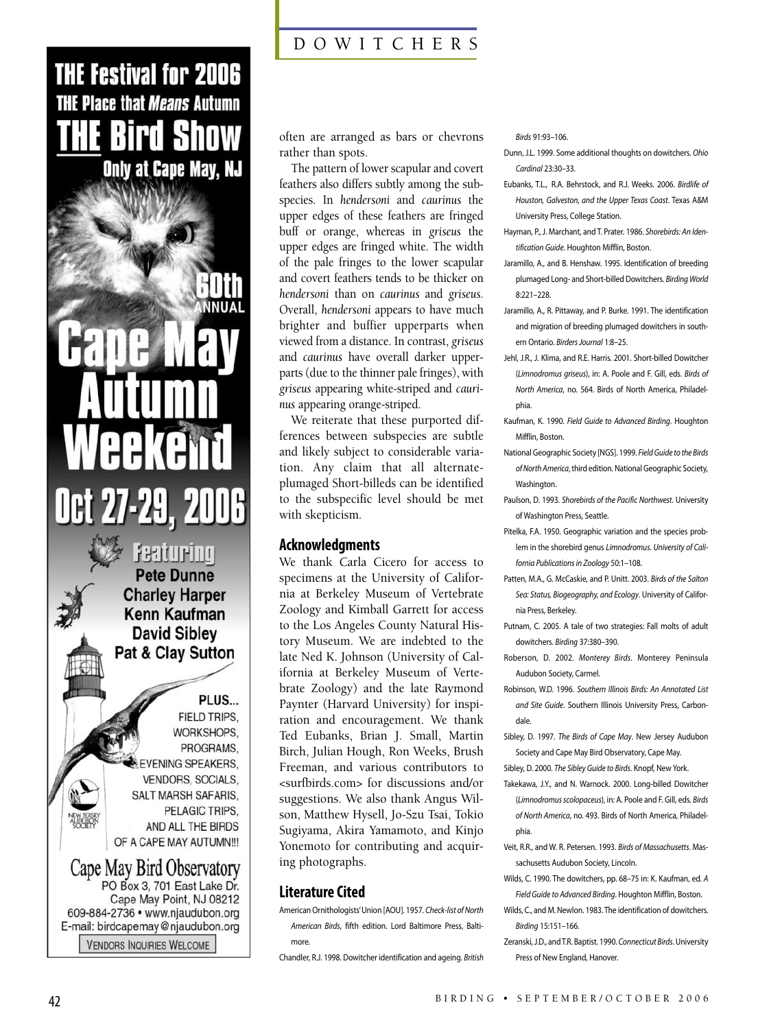often are arranged as bars or chevrons rather than spots.

The pattern of lower scapular and covert feathers also differs subtly among the subspecies. In *hendersoni* and *caurinus* the upper edges of these feathers are fringed buff or orange, whereas in *griseus* the upper edges are fringed white. The width of the pale fringes to the lower scapular and covert feathers tends to be thicker on *hendersoni* than on *caurinus* and *griseus*. Overall, *hendersoni* appears to have much brighter and buffier upperparts when viewed from a distance. In contrast, *griseus* and *caurinus* have overall darker upperparts (due to the thinner pale fringes), with *griseus* appearing white-striped and *caurinus* appearing orange-striped.

We reiterate that these purported differences between subspecies are subtle and likely subject to considerable variation. Any claim that all alternate-plumaged Short-billeds can be identified to the subspecific level should be met with skepticism.

## Acknowledgments

We thank Carla Cicero for access to specimens at the University of California at Berkeley Museum of Vertebrate Zoology and Kimball Garrett for access to the Los Angeles County Natural History Museum. We are indebted to the late Ned K. Johnson (University of California at Berkeley Museum of Vertebrate Zoology) and the late Raymond Paynter (Harvard University) for inspiration and encouragement. We thank Ted Eubanks, Brian J. Small, Martin Birch, Julian Hough, Ron Weeks, Brush Freeman, and various contributors to <surfbirds.com> for discussions and/or suggestions. We also thank Angus Wilson, Matthew Hysell, Jo-Szu Tsai, Tokio Sugiyama, Akira Yamamoto, and Kinjo Yonemoto for contributing and acquiring photographs.

## Literature Cited

American Ornithologists' Union [AOU]. 1957. *Check-list of North American Birds*, fifth edition. Lord Baltimore Press, Baltimore.

Chandler, R.J. 1998. Dowitcher identification and ageing. *British Birds* 91:93–106.

Dunn, J.L. 1999. Some additional thoughts on dowitchers. *Ohio Cardinal* 23:30–33.

Eubanks, T.L., R.A. Behrstock, and R.J. Weeks. 2006. *Birdlife of Houston, Galveston, and the Upper Texas Coast*. Texas A&M University Press, College Station.

Hayman, P., J. Marchant, and T. Prater. 1986. *Shorebirds: An Identification Guide*. Houghton Mifflin, Boston.

Jaramillo, A., and B. Henshaw. 1995. Identification of breeding plumaged Long- and Short-billed Dowitchers. *Birding World* 8:221–228.

Jaramillo, A., R. Pittaway, and P. Burke. 1991. The identification and migration of breeding plumaged dowitchers in southern Ontario. *Birders Journal* 1:8–25.

Jehl, J.R., J. Klima, and R.E. Harris. 2001. Short-billed Dowitcher (*Limnodromus griseus*), in: A. Poole and F. Gill, eds. *Birds of North America*, no. 564. Birds of North America, Philadelphia.

Kaufman, K. 1990. *Field Guide to Advanced Birding*. Houghton Mifflin, Boston.

National Geographic Society [NGS]. 1999. *Field Guide to the Birds of North America*, third edition. National Geographic Society, Washington.

Paulson, D. 1993. *Shorebirds of the Pacific Northwest*. University of Washington Press, Seattle.

Pitelka, F.A. 1950. Geographic variation and the species problem in the shorebird genus *Limnodromus*. *University of California Publications in Zoology* 50:1–108.

Patten, M.A., G. McCaskie, and P. Unitt. 2003. *Birds of the Salton Sea: Status, Biogeography, and Ecology*. University of California Press, Berkeley.

Putnam, C. 2005. A tale of two strategies: Fall molts of adult dowitchers. *Birding* 37:380–390.

Roberson, D. 2002. *Monterey Birds*. Monterey Peninsula Audubon Society, Carmel.

Robinson, W.D. 1996. *Southern Illinois Birds: An Annotated List and Site Guide*. Southern Illinois University Press, Carbondale.

Sibley, D. 1997. *The Birds of Cape May*. New Jersey Audubon Society and Cape May Bird Observatory, Cape May.

Sibley, D. 2000. *The Sibley Guide to Birds*. Knopf, New York.

Takekawa, J.Y., and N. Warnock. 2000. Long-billed Dowitcher (*Limnodromus scolopaceus*), in: A. Poole and F. Gill, eds. *Birds of North America*, no. 493. Birds of North America, Philadelphia.

Veit, R.R., and W. R. Petersen. 1993. *Birds of Massachusetts*. Massachusetts Audubon Society, Lincoln.

Wilds, C. 1990. The dowitchers, pp. 68–75 in: K. Kaufman, ed. *A Field Guide to Advanced Birding*. Houghton Mifflin, Boston.

Wilds, C., and M. Newlon. 1983. The identification of dowitchers. *Birding* 15:151–166.

Zeranski, J.D., and T.R. Baptist. 1990. *Connecticut Birds*. University Press of New England, Hanover.

THE Festival for 2006
THE Place that *Means* Autumn
THE Bird Show
Only at Cape May, NJ

60th ANNUAL
Cape May Autumn Weekend
Oct 27-29, 2006

Featuring
Pete Dunne
Charley Harper
Kenn Kaufman
David Sibley
Pat & Clay Sutton

PLUS...
FIELD TRIPS,
WORKSHOPS,
PROGRAMS,
EVENING SPEAKERS,
VENDORS, SOCIALS,
SALT MARSH SAFARIS,
PELAGIC TRIPS,
AND ALL THE BIRDS
OF A CAPE MAY AUTUMN!!!

NEW JERSEY AUDUBON SOCIETY

Cape May Bird Observatory
PO Box 3, 701 East Lake Dr.
Cape May Point, NJ 08212
609-884-2736 • www.njaudubon.org
E-mail: birdcapemay@njaudubon.org

VENDORS INQUIRIES WELCOME